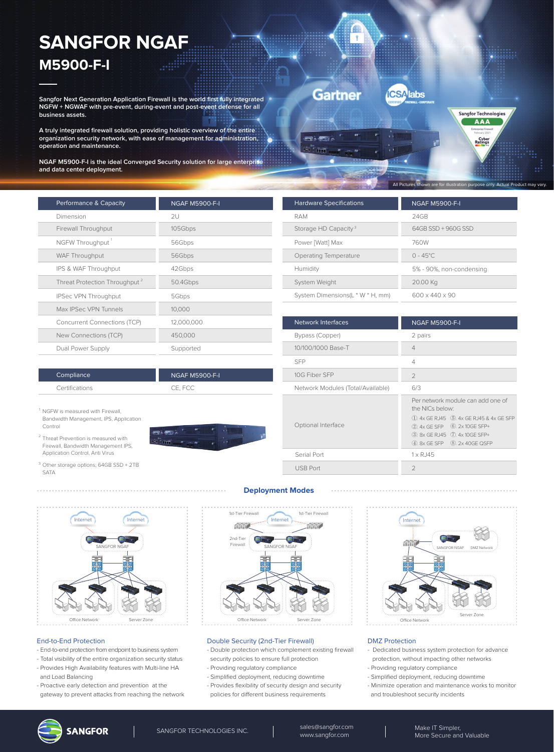# SANGFOR NGAF

## M5900-F-I

**Sangfor Next Generation Application Firewall is the world first fully integrated NGFW + NGWAF with pre-event, during-event and post-event defense for all business assets.**

**A truly integrated firewall solution, providing holistic overview of the entire organization security network, with ease of management for administration, operation and maintenance.**

**NGAF M5900-F-I is the ideal Converged Security solution for large enterprise and data center deployment.**

All Pictures shown are for illustration purpose only. Actual Product may vary.

| Performance & Capacity | NGAF M5900-F-I |
|---|---|
| Dimension | 2U |
| Firewall Throughput | 105Gbps |
| NGFW Throughput [1] | 56Gbps |
| WAF Throughput | 56Gbps |
| IPS & WAF Throughput | 42Gbps |
| Threat Protection Throughput [2] | 50.4Gbps |
| IPSec VPN Throughput | 5Gbps |
| Max IPSec VPN Tunnels | 10,000 |
| Concurrent Connections (TCP) | 12,000,000 |
| New Connections (TCP) | 450,000 |
| Dual Power Supply | Supported |

| Compliance | NGAF M5900-F-I |
|---|---|
| Certifications | CE, FCC |

[1] NGFW is measured with Firewall, Bandwidth Management, IPS, Application Control

[2] Threat Prevention is measured with Firewall, Bandwidth Management IPS, Application Control, Anti Virus

[3] Other storage options; 64GB SSD + 2TB SATA

| Hardware Specifications | NGAF M5900-F-I |
|---|---|
| RAM | 24GB |
| Storage HD Capacity [3] | 64GB SSD + 960G SSD |
| Power [Watt] Max | 760W |
| Operating Temperature | 0 - 45°C |
| Humidity | 5% - 90%, non-condensing |
| System Weight | 20.00 Kg |
| System Dimensions(L * W * H, mm) | 600 x 440 x 90 |

| Network Interfaces | NGAF M5900-F-I |
|---|---|
| Bypass (Copper) | 2 pairs |
| 10/100/1000 Base-T | 4 |
| SFP | 4 |
| 10G Fiber SFP | 2 |
| Network Modules (Total/Available) | 6/3 |
| Optional Interface | Per network module can add one of the NICs below: ① 4x GE RJ45 ② 4x GE SFP ③ 8x GE RJ45 ④ 8x GE SFP ⑤ 4x GE RJ45 & 4x GE SFP ⑥ 2x 10GE SFP+ ⑦ 4x 10GE SFP+ ⑧ 2x 40GE QSFP |
| Serial Port | 1 x RJ45 |
| USB Port | 2 |

## Deployment Modes

### End-to-End Protection

- End-to-end protection from endpoint to business system
- Total visibility of the entire organization security status
- Provides High Availability features with Multi-line HA and Load Balancing
- Proactive early detection and prevention at the gateway to prevent attacks from reaching the network

### Double Security (2nd-Tier Firewall)

- Double protection which complement existing firewall security policies to ensure full protection
- Providing regulatory compliance
- Simplified deployment, reducing downtime
- Provides flexibility of security design and security policies for different business requirements

### DMZ Protection

- Dedicated business system protection for advance protection, without impacting other networks
- Providing regulatory compliance
- Simplified deployment, reducing downtime
- Minimize operation and maintenance works to monitor and troubleshoot security incidents

SANGFOR | SANGFOR TECHNOLOGIES INC. | sales@sangfor.com www.sangfor.com | Make IT Simpler, More Secure and Valuable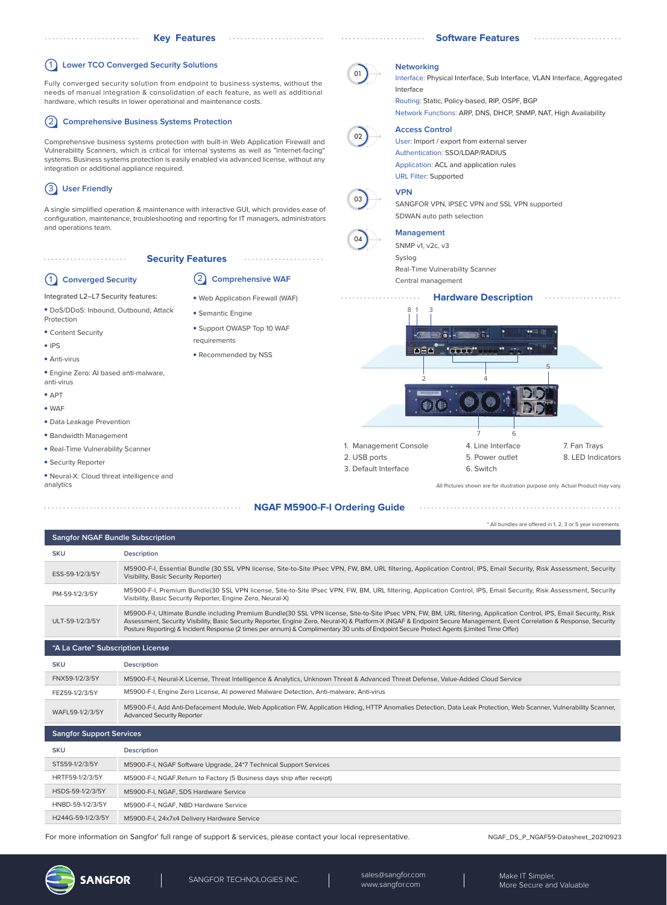## Key Features

### ① Lower TCO Converged Security Solutions

Fully converged security solution from endpoint to business systems, without the needs of manual integration & consolidation of each feature, as well as additional hardware, which results in lower operational and maintenance costs.

### ② Comprehensive Business Systems Protection

Comprehensive business systems protection with built-in Web Application Firewall and Vulnerability Scanners, which is critical for internal systems as well as "internet-facing" systems. Business systems protection is easily enabled via advanced license, without any integration or additional appliance required.

### ③ User Friendly

A single simplified operation & maintenance with interactive GUI, which provides ease of configuration, maintenance, troubleshooting and reporting for IT managers, administrators and operations team.

## Security Features

### ① Converged Security

Integrated L2–L7 Security features:

- DoS/DDoS: Inbound, Outbound, Attack Protection
- Content Security
- IPS
- Anti-virus
- Engine Zero: AI based anti-malware, anti-virus
- APT
- WAF
- Data Leakage Prevention
- Bandwidth Management
- Real-Time Vulnerability Scanner
- Security Reporter
- Neural-X: Cloud threat intelligence and analytics

### ② Comprehensive WAF

- Web Application Firewall (WAF)
- Semantic Engine
- Support OWASP Top 10 WAF requirements
- Recommended by NSS

## Software Features

### 01 Networking

Interface: Physical Interface, Sub Interface, VLAN Interface, Aggregated Interface

Routing: Static, Policy-based, RIP, OSPF, BGP

Network Functions: ARP, DNS, DHCP, SNMP, NAT, High Availability

### 02 Access Control

User: Import / export from external server

Authentication: SSO/LDAP/RADIUS

Application: ACL and application rules

URL Filter: Supported

### 03 VPN

SANGFOR VPN, IPSEC VPN and SSL VPN supported

SDWAN auto path selection

### 04 Management

SNMP v1, v2c, v3

Syslog

Real-Time Vulnerability Scanner

Central management

## Hardware Description

8 1 3

2 4 5

7 6

1. Management Console
2. USB ports
3. Default Interface
4. Line Interface
5. Power outlet
6. Switch
7. Fan Trays
8. LED Indicators

All Pictures shown are for illustration purpose only. Actual Product may vary.

## NGAF M5900-F-I Ordering Guide

* All bundles are offered in 1, 2, 3 or 5 year increments

**Sangfor NGAF Bundle Subscription**

| SKU | Description |
|---|---|
| ESS-59-1/2/3/5Y | M5900-F-I, Essential Bundle (30 SSL VPN license, Site-to-Site IPsec VPN, FW, BM, URL filtering, Application Control, IPS, Email Security, Risk Assessment, Security Visibility, Basic Security Reporter) |
| PM-59-1/2/3/5Y | M5900-F-I, Premium Bundle(30 SSL VPN license, Site-to-Site IPsec VPN, FW, BM, URL filtering, Application Control, IPS, Email Security, Risk Assessment, Security Visibility, Basic Security Reporter, Engine Zero, Neural-X) |
| ULT-59-1/2/3/5Y | M5900-F-I, Ultimate Bundle including Premium Bundle(30 SSL VPN license, Site-to-Site IPsec VPN, FW, BM, URL filtering, Application Control, IPS, Email Security, Risk Assessment, Security Visibility, Basic Security Reporter, Engine Zero, Neural-X) & Platform-X (NGAF & Endpoint Secure Management, Event Correlation & Response, Security Posture Reporting) & Incident Response (2 times per annum) & Complimentary 30 units of Endpoint Secure Protect Agents (Limited Time Offer) |

**"A La Carte" Subscription License**

| SKU | Description |
|---|---|
| FNX59-1/2/3/5Y | M5900-F-I, Neural-X License, Threat Intelligence & Analytics, Unknown Threat & Advanced Threat Defense, Value-Added Cloud Service |
| FEZ59-1/2/3/5Y | M5900-F-I, Engine Zero License, AI powered Malware Detection, Anti-malware, Anti-virus |
| WAFL59-1/2/3/5Y | M5900-F-I, Add Anti-Defacement Module, Web Application FW, Application Hiding, HTTP Anomalies Detection, Data Leak Protection, Web Scanner, Vulnerability Scanner, Advanced Security Reporter |

**Sangfor Support Services**

| SKU | Description |
|---|---|
| STS59-1/2/3/5Y | M5900-F-I, NGAF Software Upgrade, 24*7 Technical Support Services |
| HRTF59-1/2/3/5Y | M5900-F-I, NGAF,Return to Factory (5 Business days ship after receipt) |
| HSDS-59-1/2/3/5Y | M5900-F-I, NGAF, SDS Hardware Service |
| HNBD-59-1/2/3/5Y | M5900-F-I, NGAF, NBD Hardware Service |
| H244G-59-1/2/3/5Y | M5900-F-I, 24x7x4 Delivery Hardware Service |

For more information on Sangfor' full range of support & services, please contact your local representative.

NGAF_DS_P_NGAF59-Datasheet_20210923

SANGFOR TECHNOLOGIES INC.

sales@sangfor.com
www.sangfor.com

Make IT Simpler,
More Secure and Valuable